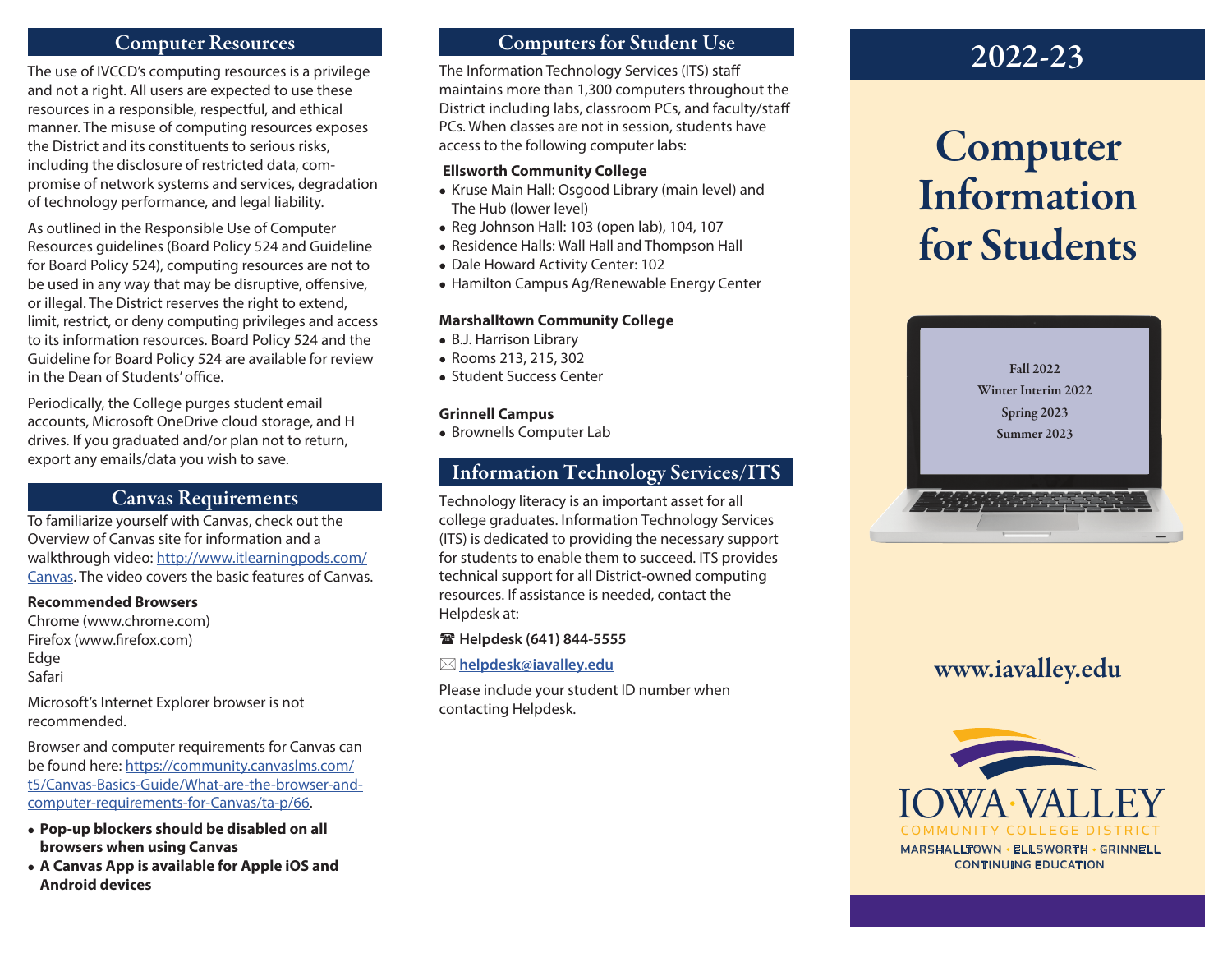## Computer Resources

The use of IVCCD's computing resources is a privilege and not a right. All users are expected to use these resources in a responsible, respectful, and ethical manner. The misuse of computing resources exposes the District and its constituents to serious risks, including the disclosure of restricted data, compromise of network systems and services, degradation of technology performance, and legal liability.

As outlined in the Responsible Use of Computer Resources guidelines (Board Policy 524 and Guideline for Board Policy 524), computing resources are not to be used in any way that may be disruptive, offensive, or illegal. The District reserves the right to extend, limit, restrict, or deny computing privileges and access to its information resources. Board Policy 524 and the Guideline for Board Policy 524 are available for review in the Dean of Students' office.

Periodically, the College purges student email accounts, Microsoft OneDrive cloud storage, and H drives. If you graduated and/or plan not to return, export any emails/data you wish to save.

## Canvas Requirements

To familiarize yourself with Canvas, check out the Overview of Canvas site for information and a walkthrough video: http://www.itlearningpods.com/Canvas. The video covers the basic features of Canvas.

**Recommended Browsers**

Chrome (www.chrome.com)
Firefox (www.firefox.com)
Edge
Safari

Microsoft's Internet Explorer browser is not recommended.

Browser and computer requirements for Canvas can be found here: https://community.canvaslms.com/t5/Canvas-Basics-Guide/What-are-the-browser-and-computer-requirements-for-Canvas/ta-p/66.

- **Pop-up blockers should be disabled on all browsers when using Canvas**
- **A Canvas App is available for Apple iOS and Android devices**

## Computers for Student Use

The Information Technology Services (ITS) staff maintains more than 1,300 computers throughout the District including labs, classroom PCs, and faculty/staff PCs. When classes are not in session, students have access to the following computer labs:

**Ellsworth Community College**

- Kruse Main Hall: Osgood Library (main level) and The Hub (lower level)
- Reg Johnson Hall: 103 (open lab), 104, 107
- Residence Halls: Wall Hall and Thompson Hall
- Dale Howard Activity Center: 102
- Hamilton Campus Ag/Renewable Energy Center

**Marshalltown Community College**

- B.J. Harrison Library
- Rooms 213, 215, 302
- Student Success Center

**Grinnell Campus**

- Brownells Computer Lab

## Information Technology Services/ITS

Technology literacy is an important asset for all college graduates. Information Technology Services (ITS) is dedicated to providing the necessary support for students to enable them to succeed. ITS provides technical support for all District-owned computing resources. If assistance is needed, contact the Helpdesk at:

☎ **Helpdesk (641) 844-5555**

✉ **helpdesk@iavalley.edu**

Please include your student ID number when contacting Helpdesk.

# 2022-23

# Computer Information for Students

Fall 2022
Winter Interim 2022
Spring 2023
Summer 2023

**www.iavalley.edu**

IOWA VALLEY
COMMUNITY COLLEGE DISTRICT
MARSHALLTOWN · ELLSWORTH · GRINNELL
CONTINUING EDUCATION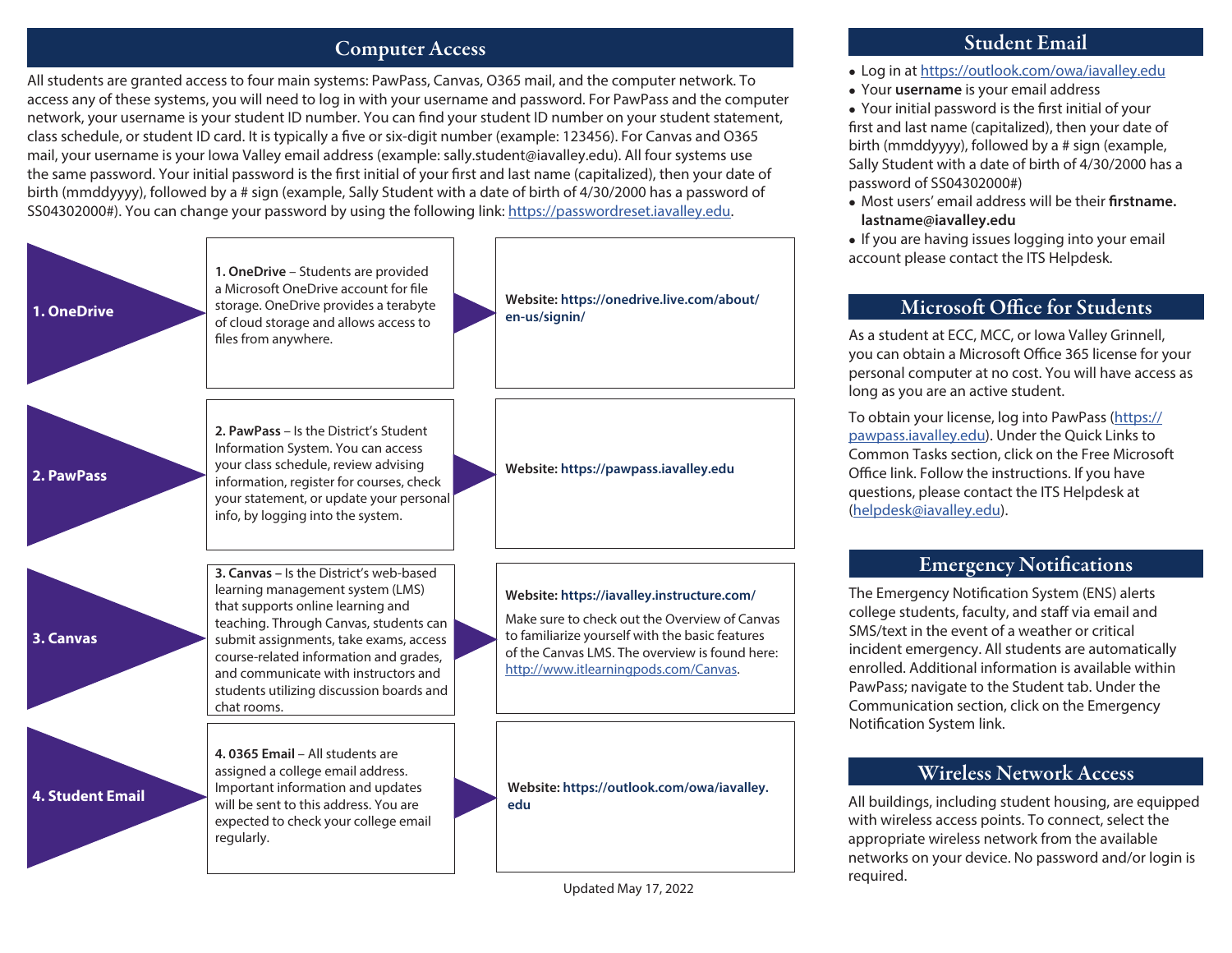## Computer Access

All students are granted access to four main systems: PawPass, Canvas, O365 mail, and the computer network. To access any of these systems, you will need to log in with your username and password. For PawPass and the computer network, your username is your student ID number. You can find your student ID number on your student statement, class schedule, or student ID card. It is typically a five or six-digit number (example: 123456). For Canvas and O365 mail, your username is your Iowa Valley email address (example: sally.student@iavalley.edu). All four systems use the same password. Your initial password is the first initial of your first and last name (capitalized), then your date of birth (mmddyyyy), followed by a # sign (example, Sally Student with a date of birth of 4/30/2000 has a password of SS04302000#). You can change your password by using the following link: https://passwordreset.iavalley.edu.

**1. OneDrive**

**1. OneDrive** – Students are provided a Microsoft OneDrive account for file storage. OneDrive provides a terabyte of cloud storage and allows access to files from anywhere.

**Website: https://onedrive.live.com/about/en-us/signin/**

**2. PawPass**

**2. PawPass** – Is the District's Student Information System. You can access your class schedule, review advising information, register for courses, check your statement, or update your personal info, by logging into the system.

**Website: https://pawpass.iavalley.edu**

**3. Canvas**

**3. Canvas –** Is the District's web-based learning management system (LMS) that supports online learning and teaching. Through Canvas, students can submit assignments, take exams, access course-related information and grades, and communicate with instructors and students utilizing discussion boards and chat rooms.

**Website: https://iavalley.instructure.com/**

Make sure to check out the Overview of Canvas to familiarize yourself with the basic features of the Canvas LMS. The overview is found here: http://www.itlearningpods.com/Canvas.

**4. Student Email**

**4. 0365 Email** – All students are assigned a college email address. Important information and updates will be sent to this address. You are expected to check your college email regularly.

**Website: https://outlook.com/owa/iavalley.edu**

Updated May 17, 2022

## Student Email

- Log in at https://outlook.com/owa/iavalley.edu
- Your **username** is your email address
- Your initial password is the first initial of your first and last name (capitalized), then your date of birth (mmddyyyy), followed by a # sign (example, Sally Student with a date of birth of 4/30/2000 has a password of SS04302000#)
- Most users' email address will be their **firstname.lastname@iavalley.edu**
- If you are having issues logging into your email account please contact the ITS Helpdesk.

## Microsoft Office for Students

As a student at ECC, MCC, or Iowa Valley Grinnell, you can obtain a Microsoft Office 365 license for your personal computer at no cost. You will have access as long as you are an active student.

To obtain your license, log into PawPass (https://pawpass.iavalley.edu). Under the Quick Links to Common Tasks section, click on the Free Microsoft Office link. Follow the instructions. If you have questions, please contact the ITS Helpdesk at (helpdesk@iavalley.edu).

## Emergency Notifications

The Emergency Notification System (ENS) alerts college students, faculty, and staff via email and SMS/text in the event of a weather or critical incident emergency. All students are automatically enrolled. Additional information is available within PawPass; navigate to the Student tab. Under the Communication section, click on the Emergency Notification System link.

## Wireless Network Access

All buildings, including student housing, are equipped with wireless access points. To connect, select the appropriate wireless network from the available networks on your device. No password and/or login is required.